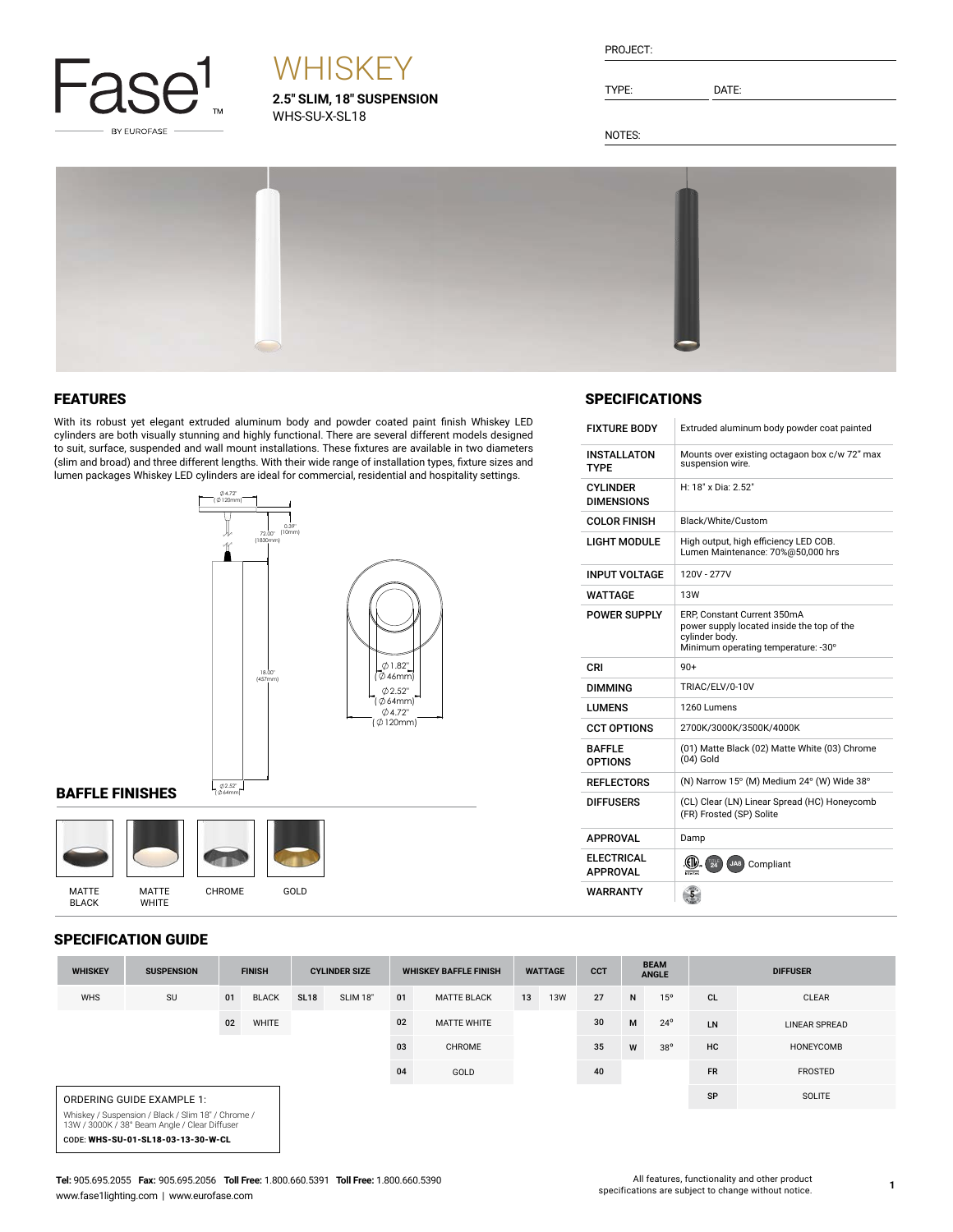Fase1 BY EUROFASE

# WHISKEY

**2.5" SLIM, 18" SUSPENSION**
WHS-SU-X-SL18

PROJECT:

TYPE: DATE:

NOTES:

## FEATURES

With its robust yet elegant extruded aluminum body and powder coated paint finish Whiskey LED cylinders are both visually stunning and highly functional. There are several different models designed to suit, surface, suspended and wall mount installations. These fixtures are available in two diameters (slim and broad) and three different lengths. With their wide range of installation types, fixture sizes and lumen packages Whiskey LED cylinders are ideal for commercial, residential and hospitality settings.

Ø4.72" (Ø120mm)
72.00" (1830mm)
0.39" (10mm)
18.00" (457mm)
Ø2.52" (Ø64mm)
Ø1.82" (Ø46mm)
Ø2.52" (Ø64mm)
Ø4.72" (Ø120mm)

## BAFFLE FINISHES

MATTE BLACK | MATTE WHITE | CHROME | GOLD

## SPECIFICATIONS

| | |
|---|---|
| FIXTURE BODY | Extruded aluminum body powder coat painted |
| INSTALLATON TYPE | Mounts over existing octagaon box c/w 72" max suspension wire. |
| CYLINDER DIMENSIONS | H: 18" x Dia: 2.52" |
| COLOR FINISH | Black/White/Custom |
| LIGHT MODULE | High output, high efficiency LED COB. Lumen Maintenance: 70%@50,000 hrs |
| INPUT VOLTAGE | 120V - 277V |
| WATTAGE | 13W |
| POWER SUPPLY | ERP, Constant Current 350mA power supply located inside the top of the cylinder body. Minimum operating temperature: -30° |
| CRI | 90+ |
| DIMMING | TRIAC/ELV/0-10V |
| LUMENS | 1260 Lumens |
| CCT OPTIONS | 2700K/3000K/3500K/4000K |
| BAFFLE OPTIONS | (01) Matte Black (02) Matte White (03) Chrome (04) Gold |
| REFLECTORS | (N) Narrow 15° (M) Medium 24° (W) Wide 38° |
| DIFFUSERS | (CL) Clear (LN) Linear Spread (HC) Honeycomb (FR) Frosted (SP) Solite |
| APPROVAL | Damp |
| ELECTRICAL APPROVAL | JA8 Compliant |
| WARRANTY | 5 |

## SPECIFICATION GUIDE

| WHISKEY | SUSPENSION | FINISH | | CYLINDER SIZE | | WHISKEY BAFFLE FINISH | | WATTAGE | | CCT | BEAM ANGLE | | DIFFUSER | |
|---|---|---|---|---|---|---|---|---|---|---|---|---|---|---|
| WHS | SU | 01 | BLACK | SL18 | SLIM 18" | 01 | MATTE BLACK | 13 | 13W | 27 | N | 15° | CL | CLEAR |
| | | 02 | WHITE | | | 02 | MATTE WHITE | | | 30 | M | 24° | LN | LINEAR SPREAD |
| | | | | | | 03 | CHROME | | | 35 | W | 38° | HC | HONEYCOMB |
| | | | | | | 04 | GOLD | | | 40 | | | FR | FROSTED |
| | | | | | | | | | | | | | SP | SOLITE |

ORDERING GUIDE EXAMPLE 1:
Whiskey / Suspension / Black / Slim 18" / Chrome / 13W / 3000K / 38° Beam Angle / Clear Diffuser
CODE: **WHS-SU-01-SL18-03-13-30-W-CL**

**Tel:** 905.695.2055 **Fax:** 905.695.2056 **Toll Free:** 1.800.660.5391 **Toll Free:** 1.800.660.5390
www.fase1lighting.com | www.eurofase.com

All features, functionality and other product specifications are subject to change without notice.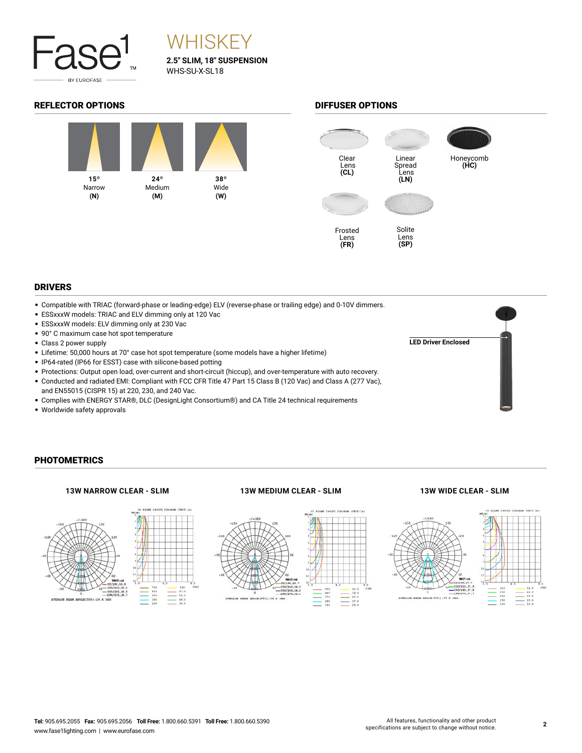# WHISKEY

**2.5" SLIM, 18" SUSPENSION**
WHS-SU-X-SL18

## REFLECTOR OPTIONS

**15º**
Narrow
**(N)**

**24º**
Medium
**(M)**

**38º**
Wide
**(W)**

## DIFFUSER OPTIONS

Clear Lens **(CL)**

Linear Spread Lens **(LN)**

Honeycomb **(HC)**

Frosted Lens **(FR)**

Solite Lens **(SP)**

## DRIVERS

- Compatible with TRIAC (forward-phase or leading-edge) ELV (reverse-phase or trailing edge) and 0-10V dimmers.
- ESSxxxW models: TRIAC and ELV dimming only at 120 Vac
- ESSxxxW models: ELV dimming only at 230 Vac
- 90° C maximum case hot spot temperature
- Class 2 power supply
- Lifetime: 50,000 hours at 70° case hot spot temperature (some models have a higher lifetime)
- IP64-rated (IP66 for ESST) case with silicone-based potting
- Protections: Output open load, over-current and short-circuit (hiccup), and over-temperature with auto recovery.
- Conducted and radiated EMI: Compliant with FCC CFR Title 47 Part 15 Class B (120 Vac) and Class A (277 Vac), and EN55015 (CISPR 15) at 220, 230, and 240 Vac.
- Complies with ENERGY STAR®, DLC (DesignLight Consortium®) and CA Title 24 technical requirements
- Worldwide safety approvals

**LED Driver Enclosed**

## PHOTOMETRICS

**13W NARROW CLEAR - SLIM**

AVERAGE BEAM ANGLE(50%):18.4 DEG

**13W MEDIUM CLEAR - SLIM**

AVERAGE BEAM ANGLE(50%):24.4 DEG

**13W WIDE CLEAR - SLIM**

AVERAGE BEAM ANGLE(50%):37.8 DEG

**Tel:** 905.695.2055 **Fax:** 905.695.2056 **Toll Free:** 1.800.660.5391 **Toll Free:** 1.800.660.5390
www.fase1lighting.com | www.eurofase.com

All features, functionality and other product specifications are subject to change without notice.